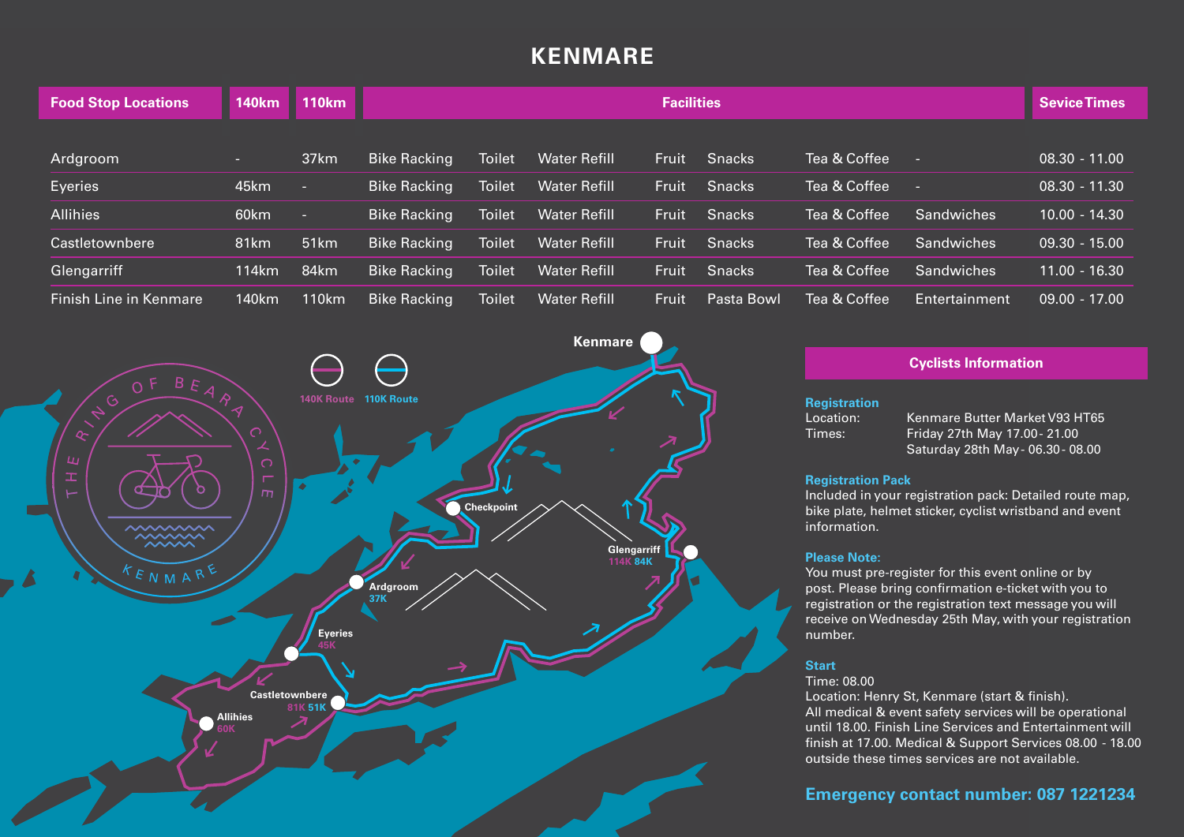# KENMARE

| Food Stop Locations | 140km | 110km | Facilities | | | | | | | Sevice Times |
|---|---|---|---|---|---|---|---|---|---|---|
| Ardgroom | - | 37km | Bike Racking | Toilet | Water Refill | Fruit | Snacks | Tea & Coffee | - | 08.30 - 11.00 |
| Eyeries | 45km | - | Bike Racking | Toilet | Water Refill | Fruit | Snacks | Tea & Coffee | - | 08.30 - 11.30 |
| Allihies | 60km | - | Bike Racking | Toilet | Water Refill | Fruit | Snacks | Tea & Coffee | Sandwiches | 10.00 - 14.30 |
| Castletownbere | 81km | 51km | Bike Racking | Toilet | Water Refill | Fruit | Snacks | Tea & Coffee | Sandwiches | 09.30 - 15.00 |
| Glengarriff | 114km | 84km | Bike Racking | Toilet | Water Refill | Fruit | Snacks | Tea & Coffee | Sandwiches | 11.00 - 16.30 |
| Finish Line in Kenmare | 140km | 110km | Bike Racking | Toilet | Water Refill | Fruit | Pasta Bowl | Tea & Coffee | Entertainment | 09.00 - 17.00 |

THE RING OF BEARA CYCLE KENMARE

140K Route 110K Route

Kenmare

Checkpoint

Glengarriff 114K 84K

Ardgroom 37K

Eyeries 45K

Castletownbere 81K 51K

Allihies 60K

## Cyclists Information

**Registration**

Location: Kenmare Butter Market V93 HT65

Times: Friday 27th May 17.00 - 21.00
Saturday 28th May - 06.30 - 08.00

**Registration Pack**

Included in your registration pack: Detailed route map, bike plate, helmet sticker, cyclist wristband and event information.

**Please Note:**

You must pre-register for this event online or by post. Please bring confirmation e-ticket with you to registration or the registration text message you will receive on Wednesday 25th May, with your registration number.

**Start**

Time: 08.00

Location: Henry St, Kenmare (start & finish).

All medical & event safety services will be operational until 18.00. Finish Line Services and Entertainment will finish at 17.00. Medical & Support Services 08.00 - 18.00 outside these times services are not available.

**Emergency contact number: 087 1221234**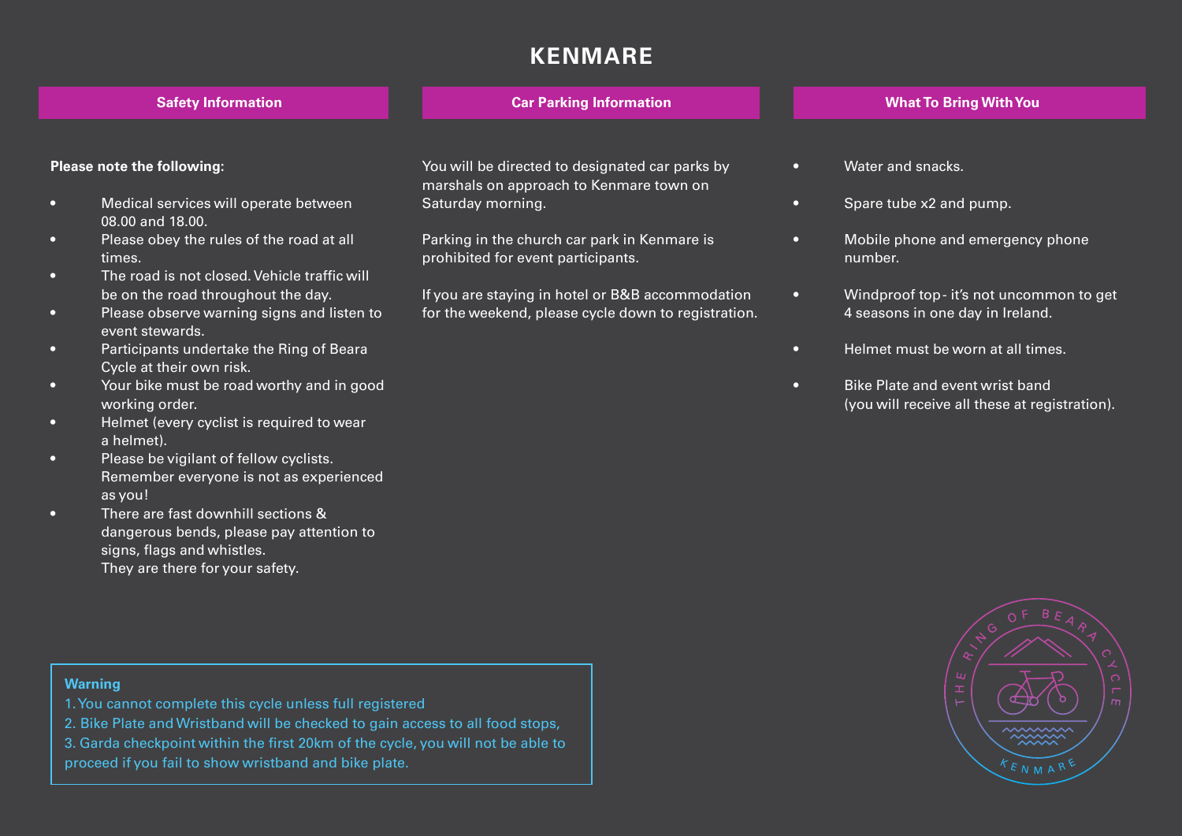# KENMARE

## Safety Information

**Please note the following:**

- Medical services will operate between 08.00 and 18.00.
- Please obey the rules of the road at all times.
- The road is not closed. Vehicle traffic will be on the road throughout the day.
- Please observe warning signs and listen to event stewards.
- Participants undertake the Ring of Beara Cycle at their own risk.
- Your bike must be road worthy and in good working order.
- Helmet (every cyclist is required to wear a helmet).
- Please be vigilant of fellow cyclists. Remember everyone is not as experienced as you!
- There are fast downhill sections & dangerous bends, please pay attention to signs, flags and whistles. They are there for your safety.

## Car Parking Information

You will be directed to designated car parks by marshals on approach to Kenmare town on Saturday morning.

Parking in the church car park in Kenmare is prohibited for event participants.

If you are staying in hotel or B&B accommodation for the weekend, please cycle down to registration.

## What To Bring With You

- Water and snacks.
- Spare tube x2 and pump.
- Mobile phone and emergency phone number.
- Windproof top- it's not uncommon to get 4 seasons in one day in Ireland.
- Helmet must be worn at all times.
- Bike Plate and event wrist band (you will receive all these at registration).

**Warning**

1. You cannot complete this cycle unless full registered
2. Bike Plate and Wristband will be checked to gain access to all food stops,
3. Garda checkpoint within the first 20km of the cycle, you will not be able to proceed if you fail to show wristband and bike plate.

THE RING OF BEARA CYCLE
KENMARE